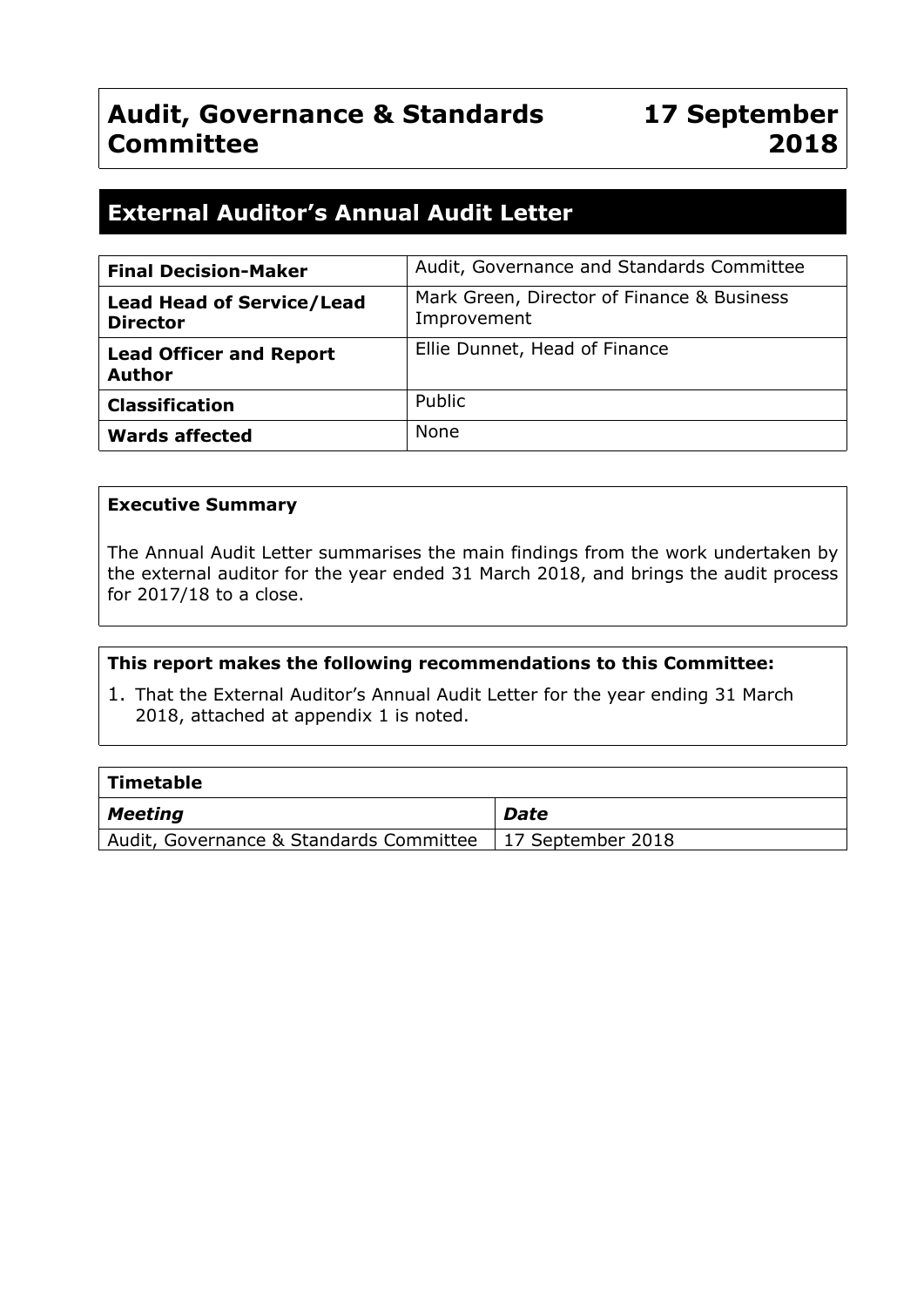# Audit, Governance & Standards Committee — 17 September 2018

## External Auditor's Annual Audit Letter

| | |
|---|---|
| **Final Decision-Maker** | Audit, Governance and Standards Committee |
| **Lead Head of Service/Lead Director** | Mark Green, Director of Finance & Business Improvement |
| **Lead Officer and Report Author** | Ellie Dunnet, Head of Finance |
| **Classification** | Public |
| **Wards affected** | None |

**Executive Summary**

The Annual Audit Letter summarises the main findings from the work undertaken by the external auditor for the year ended 31 March 2018, and brings the audit process for 2017/18 to a close.

**This report makes the following recommendations to this Committee:**

1. That the External Auditor's Annual Audit Letter for the year ending 31 March 2018, attached at appendix 1 is noted.

| **Timetable** | |
|---|---|
| ***Meeting*** | ***Date*** |
| Audit, Governance & Standards Committee | 17 September 2018 |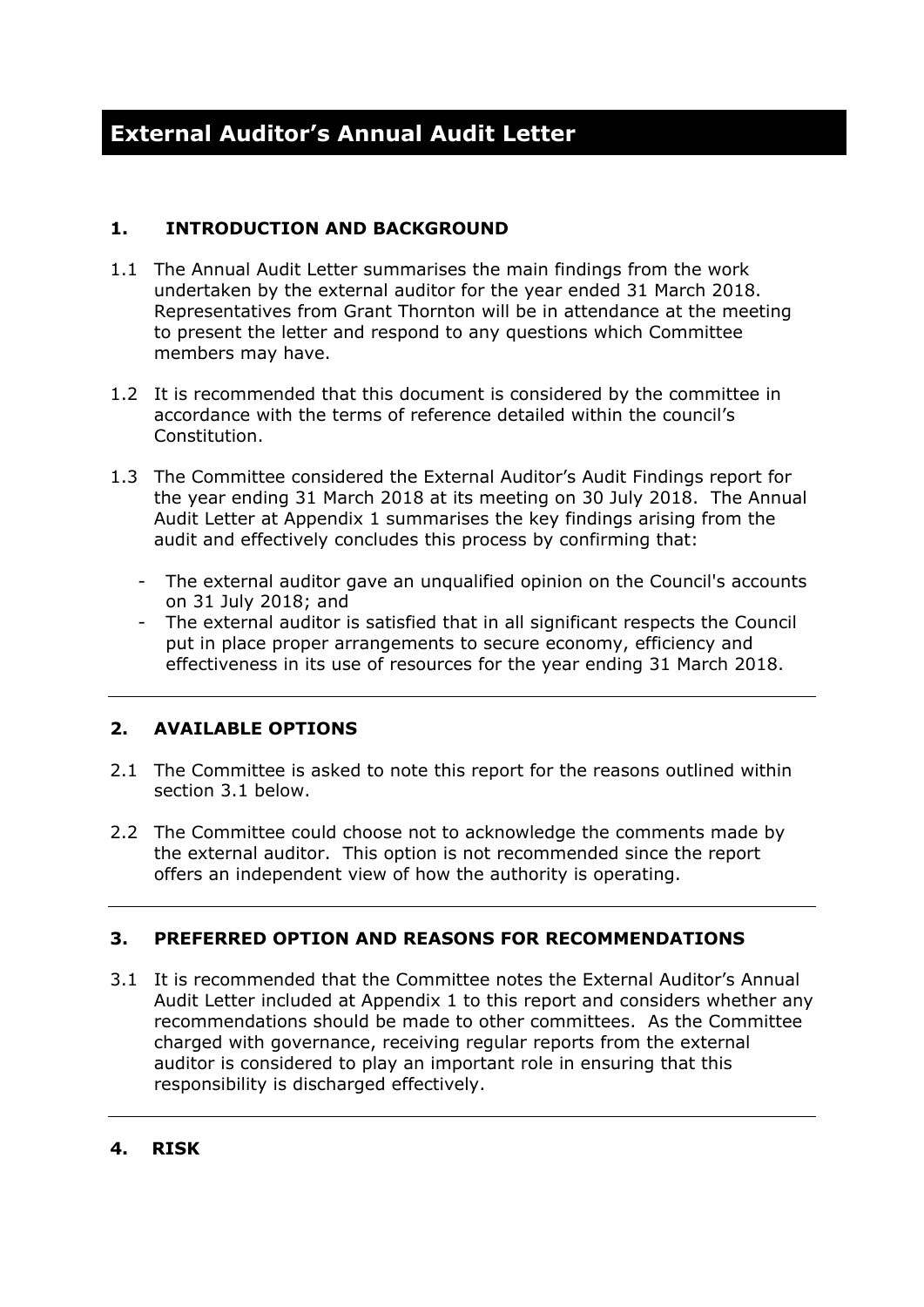# External Auditor's Annual Audit Letter

## 1. INTRODUCTION AND BACKGROUND

1.1 The Annual Audit Letter summarises the main findings from the work undertaken by the external auditor for the year ended 31 March 2018. Representatives from Grant Thornton will be in attendance at the meeting to present the letter and respond to any questions which Committee members may have.

1.2 It is recommended that this document is considered by the committee in accordance with the terms of reference detailed within the council's Constitution.

1.3 The Committee considered the External Auditor's Audit Findings report for the year ending 31 March 2018 at its meeting on 30 July 2018. The Annual Audit Letter at Appendix 1 summarises the key findings arising from the audit and effectively concludes this process by confirming that:

- The external auditor gave an unqualified opinion on the Council's accounts on 31 July 2018; and
- The external auditor is satisfied that in all significant respects the Council put in place proper arrangements to secure economy, efficiency and effectiveness in its use of resources for the year ending 31 March 2018.

## 2. AVAILABLE OPTIONS

2.1 The Committee is asked to note this report for the reasons outlined within section 3.1 below.

2.2 The Committee could choose not to acknowledge the comments made by the external auditor. This option is not recommended since the report offers an independent view of how the authority is operating.

## 3. PREFERRED OPTION AND REASONS FOR RECOMMENDATIONS

3.1 It is recommended that the Committee notes the External Auditor's Annual Audit Letter included at Appendix 1 to this report and considers whether any recommendations should be made to other committees. As the Committee charged with governance, receiving regular reports from the external auditor is considered to play an important role in ensuring that this responsibility is discharged effectively.

## 4. RISK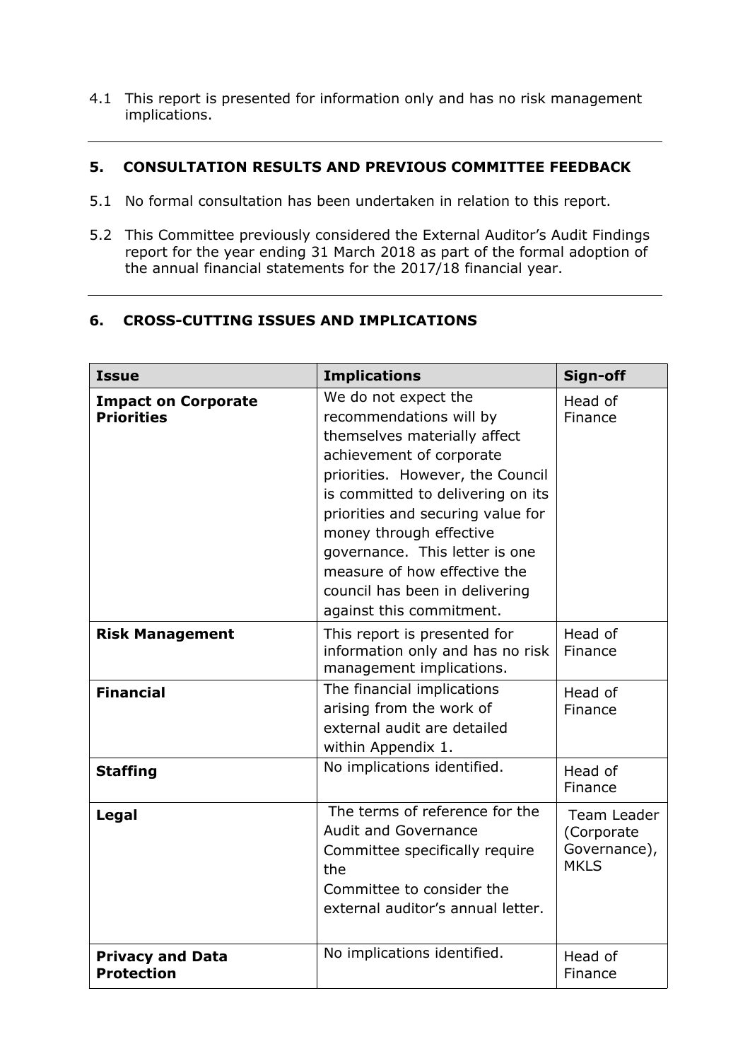4.1 This report is presented for information only and has no risk management implications.

## 5. CONSULTATION RESULTS AND PREVIOUS COMMITTEE FEEDBACK

5.1 No formal consultation has been undertaken in relation to this report.

5.2 This Committee previously considered the External Auditor's Audit Findings report for the year ending 31 March 2018 as part of the formal adoption of the annual financial statements for the 2017/18 financial year.

## 6. CROSS-CUTTING ISSUES AND IMPLICATIONS

| Issue | Implications | Sign-off |
|---|---|---|
| **Impact on Corporate Priorities** | We do not expect the recommendations will by themselves materially affect achievement of corporate priorities. However, the Council is committed to delivering on its priorities and securing value for money through effective governance. This letter is one measure of how effective the council has been in delivering against this commitment. | Head of Finance |
| **Risk Management** | This report is presented for information only and has no risk management implications. | Head of Finance |
| **Financial** | The financial implications arising from the work of external audit are detailed within Appendix 1. | Head of Finance |
| **Staffing** | No implications identified. | Head of Finance |
| **Legal** | The terms of reference for the Audit and Governance Committee specifically require the Committee to consider the external auditor's annual letter. | Team Leader (Corporate Governance), MKLS |
| **Privacy and Data Protection** | No implications identified. | Head of Finance |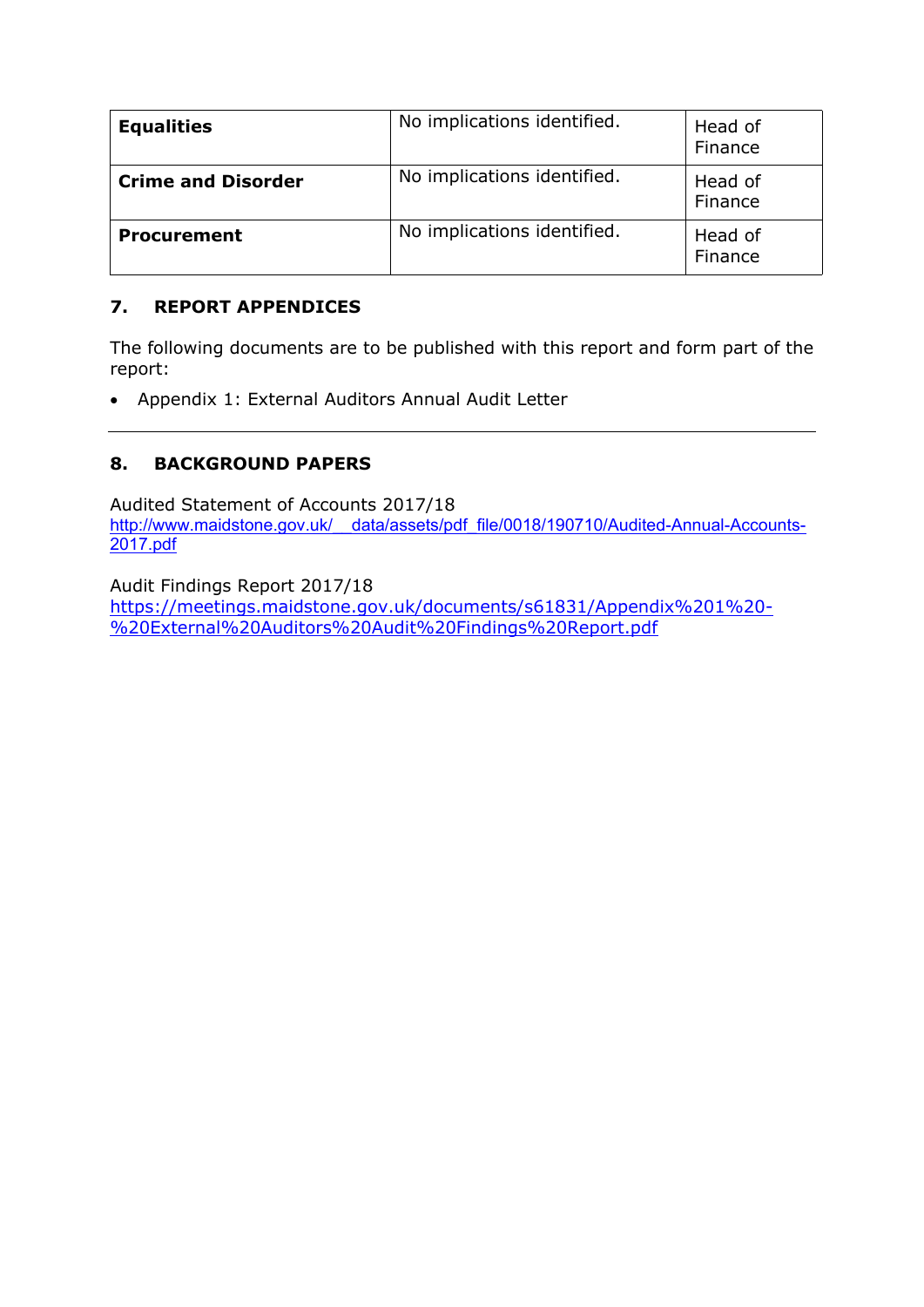| | | |
|---|---|---|
| **Equalities** | No implications identified. | Head of Finance |
| **Crime and Disorder** | No implications identified. | Head of Finance |
| **Procurement** | No implications identified. | Head of Finance |

## 7. REPORT APPENDICES

The following documents are to be published with this report and form part of the report:

- Appendix 1: External Auditors Annual Audit Letter

---

## 8. BACKGROUND PAPERS

Audited Statement of Accounts 2017/18
http://www.maidstone.gov.uk/__data/assets/pdf_file/0018/190710/Audited-Annual-Accounts-2017.pdf

Audit Findings Report 2017/18
https://meetings.maidstone.gov.uk/documents/s61831/Appendix%201%20-%20External%20Auditors%20Audit%20Findings%20Report.pdf